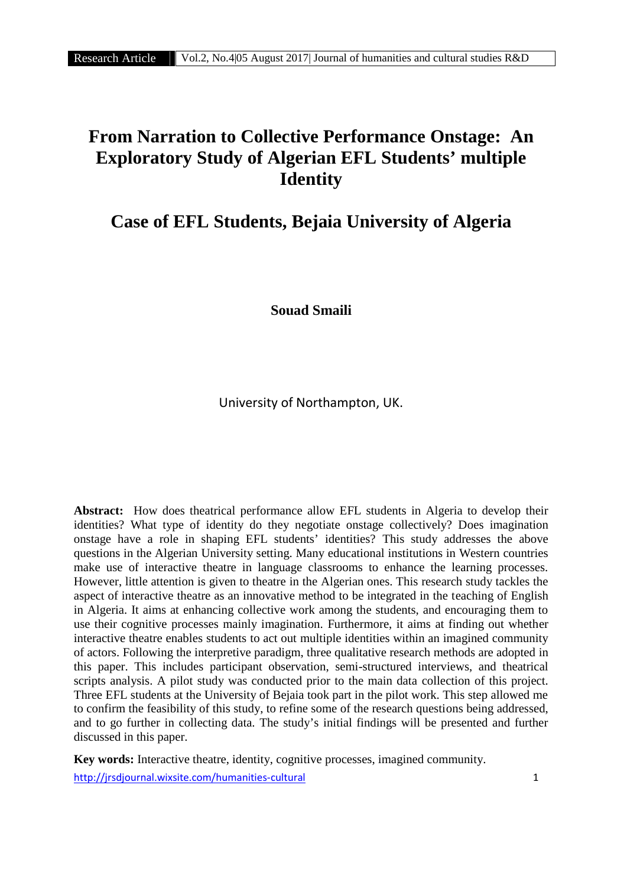# From Narration to Collective Performance Onstage: An Exploratory Study of Algerian EFL Students' multiple Identity

## Case of EFL Students, Bejaia University of Algeria

**Souad Smaili**

University of Northampton, UK.

**Abstract:** How does theatrical performance allow EFL students in Algeria to develop their identities? What type of identity do they negotiate onstage collectively? Does imagination onstage have a role in shaping EFL students' identities? This study addresses the above questions in the Algerian University setting. Many educational institutions in Western countries make use of interactive theatre in language classrooms to enhance the learning processes. However, little attention is given to theatre in the Algerian ones. This research study tackles the aspect of interactive theatre as an innovative method to be integrated in the teaching of English in Algeria. It aims at enhancing collective work among the students, and encouraging them to use their cognitive processes mainly imagination. Furthermore, it aims at finding out whether interactive theatre enables students to act out multiple identities within an imagined community of actors. Following the interpretive paradigm, three qualitative research methods are adopted in this paper. This includes participant observation, semi-structured interviews, and theatrical scripts analysis. A pilot study was conducted prior to the main data collection of this project. Three EFL students at the University of Bejaia took part in the pilot work. This step allowed me to confirm the feasibility of this study, to refine some of the research questions being addressed, and to go further in collecting data. The study's initial findings will be presented and further discussed in this paper.

**Key words:** Interactive theatre, identity, cognitive processes, imagined community.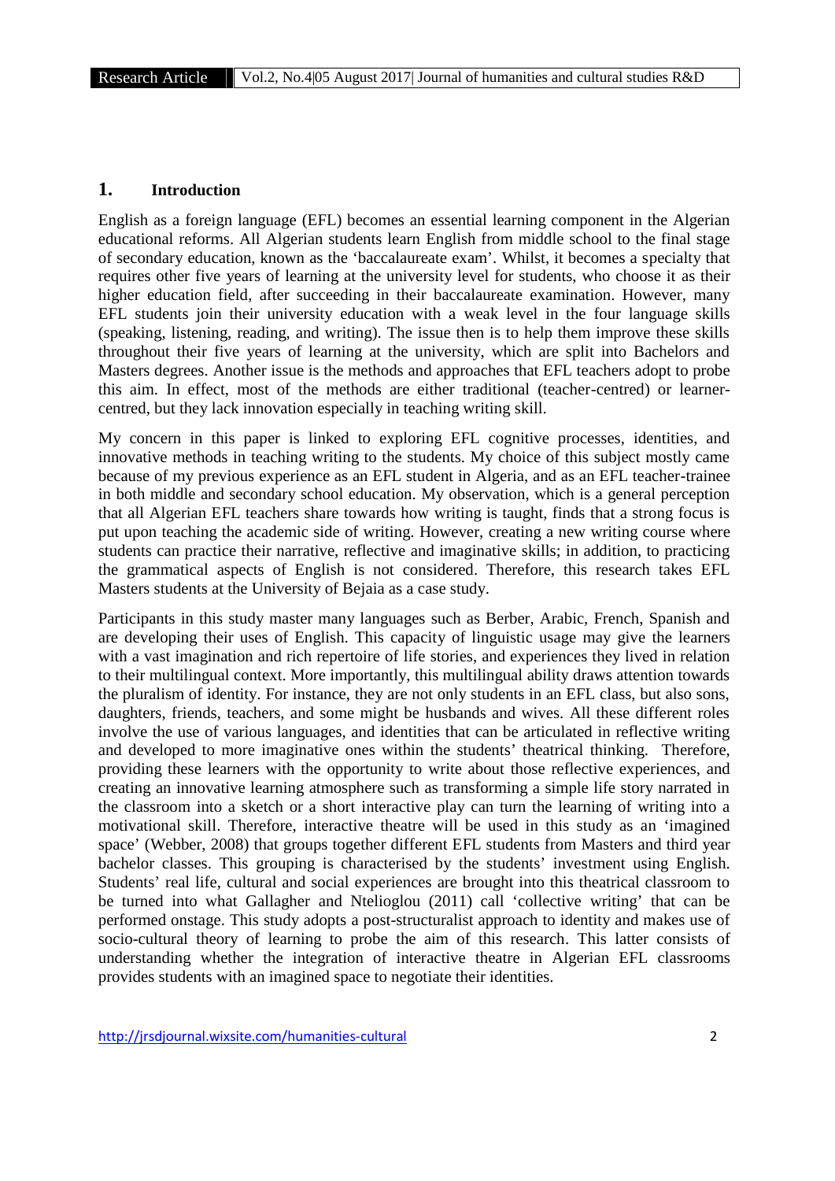## 1. Introduction

English as a foreign language (EFL) becomes an essential learning component in the Algerian educational reforms. All Algerian students learn English from middle school to the final stage of secondary education, known as the 'baccalaureate exam'. Whilst, it becomes a specialty that requires other five years of learning at the university level for students, who choose it as their higher education field, after succeeding in their baccalaureate examination. However, many EFL students join their university education with a weak level in the four language skills (speaking, listening, reading, and writing). The issue then is to help them improve these skills throughout their five years of learning at the university, which are split into Bachelors and Masters degrees. Another issue is the methods and approaches that EFL teachers adopt to probe this aim. In effect, most of the methods are either traditional (teacher-centred) or learner-centred, but they lack innovation especially in teaching writing skill.

My concern in this paper is linked to exploring EFL cognitive processes, identities, and innovative methods in teaching writing to the students. My choice of this subject mostly came because of my previous experience as an EFL student in Algeria, and as an EFL teacher-trainee in both middle and secondary school education. My observation, which is a general perception that all Algerian EFL teachers share towards how writing is taught, finds that a strong focus is put upon teaching the academic side of writing. However, creating a new writing course where students can practice their narrative, reflective and imaginative skills; in addition, to practicing the grammatical aspects of English is not considered. Therefore, this research takes EFL Masters students at the University of Bejaia as a case study.

Participants in this study master many languages such as Berber, Arabic, French, Spanish and are developing their uses of English. This capacity of linguistic usage may give the learners with a vast imagination and rich repertoire of life stories, and experiences they lived in relation to their multilingual context. More importantly, this multilingual ability draws attention towards the pluralism of identity. For instance, they are not only students in an EFL class, but also sons, daughters, friends, teachers, and some might be husbands and wives. All these different roles involve the use of various languages, and identities that can be articulated in reflective writing and developed to more imaginative ones within the students' theatrical thinking. Therefore, providing these learners with the opportunity to write about those reflective experiences, and creating an innovative learning atmosphere such as transforming a simple life story narrated in the classroom into a sketch or a short interactive play can turn the learning of writing into a motivational skill. Therefore, interactive theatre will be used in this study as an 'imagined space' (Webber, 2008) that groups together different EFL students from Masters and third year bachelor classes. This grouping is characterised by the students' investment using English. Students' real life, cultural and social experiences are brought into this theatrical classroom to be turned into what Gallagher and Ntelioglou (2011) call 'collective writing' that can be performed onstage. This study adopts a post-structuralist approach to identity and makes use of socio-cultural theory of learning to probe the aim of this research. This latter consists of understanding whether the integration of interactive theatre in Algerian EFL classrooms provides students with an imagined space to negotiate their identities.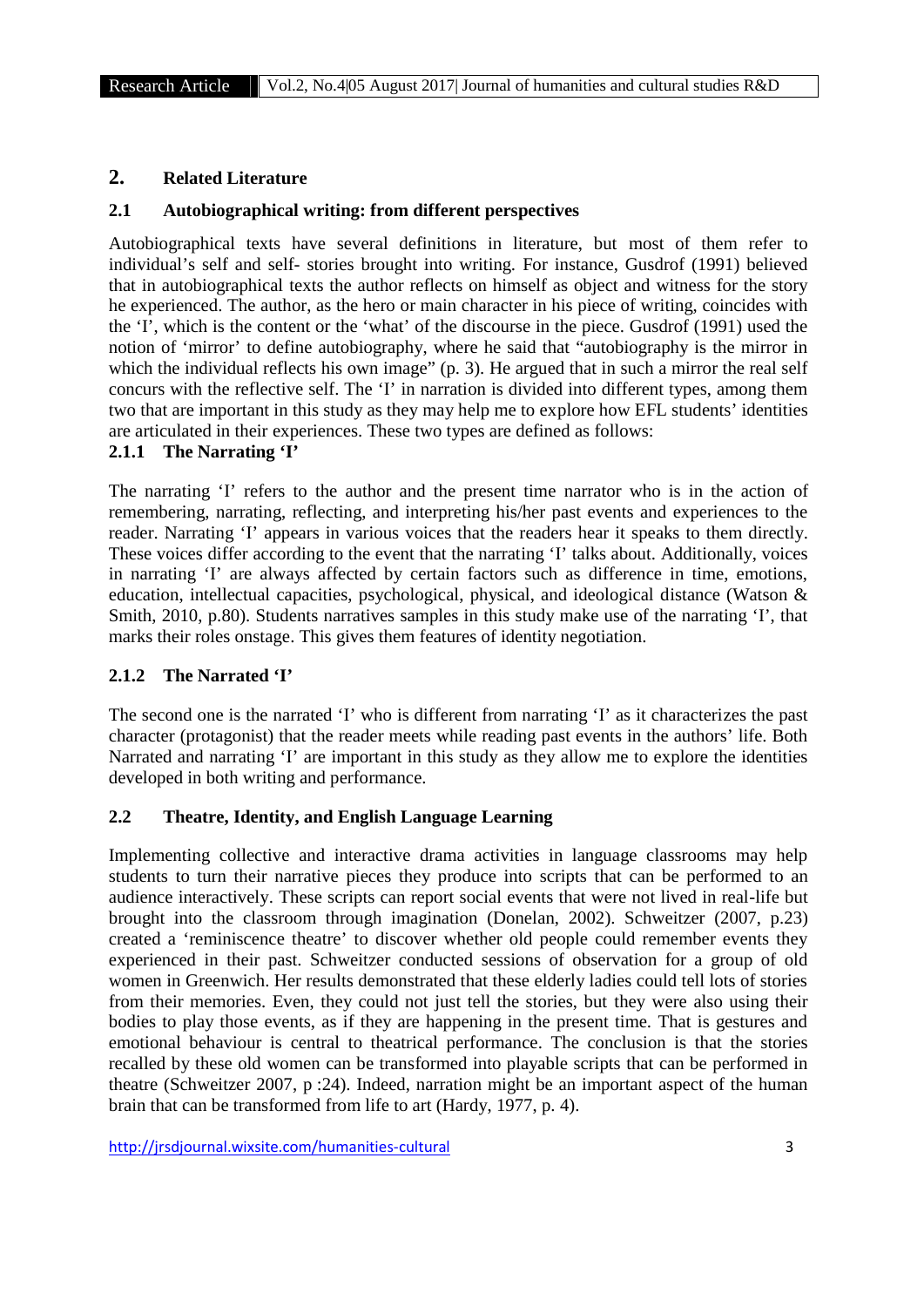## 2. Related Literature

### 2.1 Autobiographical writing: from different perspectives

Autobiographical texts have several definitions in literature, but most of them refer to individual's self and self- stories brought into writing. For instance, Gusdrof (1991) believed that in autobiographical texts the author reflects on himself as object and witness for the story he experienced. The author, as the hero or main character in his piece of writing, coincides with the 'I', which is the content or the 'what' of the discourse in the piece. Gusdrof (1991) used the notion of 'mirror' to define autobiography, where he said that "autobiography is the mirror in which the individual reflects his own image" (p. 3). He argued that in such a mirror the real self concurs with the reflective self. The 'I' in narration is divided into different types, among them two that are important in this study as they may help me to explore how EFL students' identities are articulated in their experiences. These two types are defined as follows:

#### 2.1.1 The Narrating 'I'

The narrating 'I' refers to the author and the present time narrator who is in the action of remembering, narrating, reflecting, and interpreting his/her past events and experiences to the reader. Narrating 'I' appears in various voices that the readers hear it speaks to them directly. These voices differ according to the event that the narrating 'I' talks about. Additionally, voices in narrating 'I' are always affected by certain factors such as difference in time, emotions, education, intellectual capacities, psychological, physical, and ideological distance (Watson & Smith, 2010, p.80). Students narratives samples in this study make use of the narrating 'I', that marks their roles onstage. This gives them features of identity negotiation.

#### 2.1.2 The Narrated 'I'

The second one is the narrated 'I' who is different from narrating 'I' as it characterizes the past character (protagonist) that the reader meets while reading past events in the authors' life. Both Narrated and narrating 'I' are important in this study as they allow me to explore the identities developed in both writing and performance.

### 2.2 Theatre, Identity, and English Language Learning

Implementing collective and interactive drama activities in language classrooms may help students to turn their narrative pieces they produce into scripts that can be performed to an audience interactively. These scripts can report social events that were not lived in real-life but brought into the classroom through imagination (Donelan, 2002). Schweitzer (2007, p.23) created a 'reminiscence theatre' to discover whether old people could remember events they experienced in their past. Schweitzer conducted sessions of observation for a group of old women in Greenwich. Her results demonstrated that these elderly ladies could tell lots of stories from their memories. Even, they could not just tell the stories, but they were also using their bodies to play those events, as if they are happening in the present time. That is gestures and emotional behaviour is central to theatrical performance. The conclusion is that the stories recalled by these old women can be transformed into playable scripts that can be performed in theatre (Schweitzer 2007, p :24). Indeed, narration might be an important aspect of the human brain that can be transformed from life to art (Hardy, 1977, p. 4).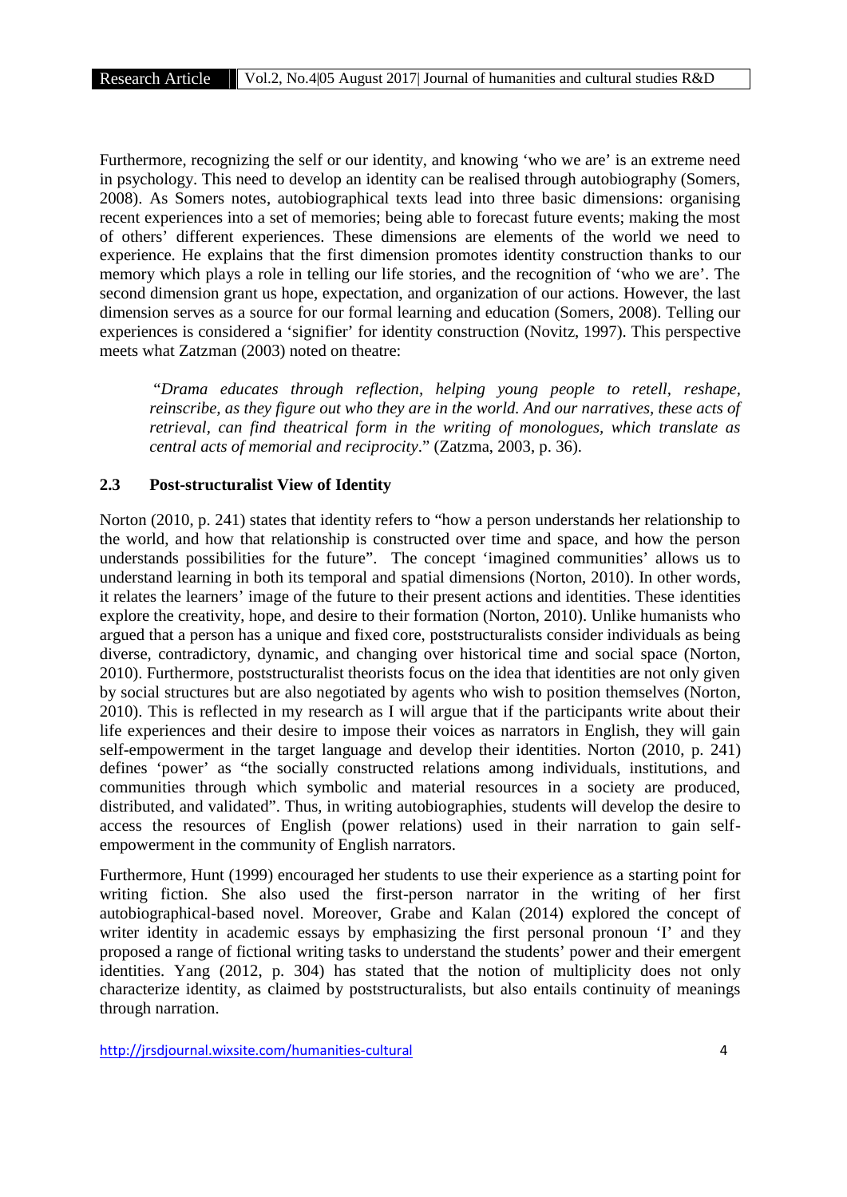Furthermore, recognizing the self or our identity, and knowing 'who we are' is an extreme need in psychology. This need to develop an identity can be realised through autobiography (Somers, 2008). As Somers notes, autobiographical texts lead into three basic dimensions: organising recent experiences into a set of memories; being able to forecast future events; making the most of others' different experiences. These dimensions are elements of the world we need to experience. He explains that the first dimension promotes identity construction thanks to our memory which plays a role in telling our life stories, and the recognition of 'who we are'. The second dimension grant us hope, expectation, and organization of our actions. However, the last dimension serves as a source for our formal learning and education (Somers, 2008). Telling our experiences is considered a 'signifier' for identity construction (Novitz, 1997). This perspective meets what Zatzman (2003) noted on theatre:

> "*Drama educates through reflection, helping young people to retell, reshape, reinscribe, as they figure out who they are in the world. And our narratives, these acts of retrieval, can find theatrical form in the writing of monologues, which translate as central acts of memorial and reciprocity*." (Zatzma, 2003, p. 36).

## 2.3 Post-structuralist View of Identity

Norton (2010, p. 241) states that identity refers to "how a person understands her relationship to the world, and how that relationship is constructed over time and space, and how the person understands possibilities for the future". The concept 'imagined communities' allows us to understand learning in both its temporal and spatial dimensions (Norton, 2010). In other words, it relates the learners' image of the future to their present actions and identities. These identities explore the creativity, hope, and desire to their formation (Norton, 2010). Unlike humanists who argued that a person has a unique and fixed core, poststructuralists consider individuals as being diverse, contradictory, dynamic, and changing over historical time and social space (Norton, 2010). Furthermore, poststructuralist theorists focus on the idea that identities are not only given by social structures but are also negotiated by agents who wish to position themselves (Norton, 2010). This is reflected in my research as I will argue that if the participants write about their life experiences and their desire to impose their voices as narrators in English, they will gain self-empowerment in the target language and develop their identities. Norton (2010, p. 241) defines 'power' as "the socially constructed relations among individuals, institutions, and communities through which symbolic and material resources in a society are produced, distributed, and validated". Thus, in writing autobiographies, students will develop the desire to access the resources of English (power relations) used in their narration to gain self-empowerment in the community of English narrators.

Furthermore, Hunt (1999) encouraged her students to use their experience as a starting point for writing fiction. She also used the first-person narrator in the writing of her first autobiographical-based novel. Moreover, Grabe and Kalan (2014) explored the concept of writer identity in academic essays by emphasizing the first personal pronoun 'I' and they proposed a range of fictional writing tasks to understand the students' power and their emergent identities. Yang (2012, p. 304) has stated that the notion of multiplicity does not only characterize identity, as claimed by poststructuralists, but also entails continuity of meanings through narration.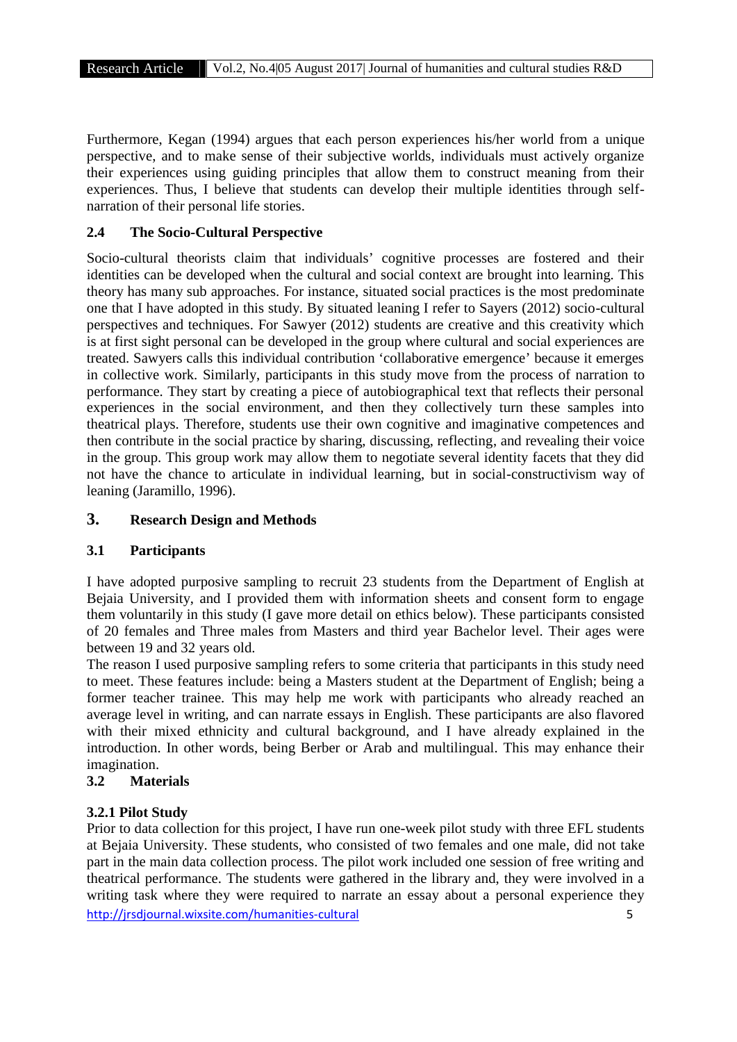Furthermore, Kegan (1994) argues that each person experiences his/her world from a unique perspective, and to make sense of their subjective worlds, individuals must actively organize their experiences using guiding principles that allow them to construct meaning from their experiences. Thus, I believe that students can develop their multiple identities through self-narration of their personal life stories.

### 2.4 The Socio-Cultural Perspective

Socio-cultural theorists claim that individuals' cognitive processes are fostered and their identities can be developed when the cultural and social context are brought into learning. This theory has many sub approaches. For instance, situated social practices is the most predominate one that I have adopted in this study. By situated leaning I refer to Sayers (2012) socio-cultural perspectives and techniques. For Sawyer (2012) students are creative and this creativity which is at first sight personal can be developed in the group where cultural and social experiences are treated. Sawyers calls this individual contribution 'collaborative emergence' because it emerges in collective work. Similarly, participants in this study move from the process of narration to performance. They start by creating a piece of autobiographical text that reflects their personal experiences in the social environment, and then they collectively turn these samples into theatrical plays. Therefore, students use their own cognitive and imaginative competences and then contribute in the social practice by sharing, discussing, reflecting, and revealing their voice in the group. This group work may allow them to negotiate several identity facets that they did not have the chance to articulate in individual learning, but in social-constructivism way of leaning (Jaramillo, 1996).

## 3. Research Design and Methods

### 3.1 Participants

I have adopted purposive sampling to recruit 23 students from the Department of English at Bejaia University, and I provided them with information sheets and consent form to engage them voluntarily in this study (I gave more detail on ethics below). These participants consisted of 20 females and Three males from Masters and third year Bachelor level. Their ages were between 19 and 32 years old.

The reason I used purposive sampling refers to some criteria that participants in this study need to meet. These features include: being a Masters student at the Department of English; being a former teacher trainee. This may help me work with participants who already reached an average level in writing, and can narrate essays in English. These participants are also flavored with their mixed ethnicity and cultural background, and I have already explained in the introduction. In other words, being Berber or Arab and multilingual. This may enhance their imagination.

### 3.2 Materials

#### 3.2.1 Pilot Study

Prior to data collection for this project, I have run one-week pilot study with three EFL students at Bejaia University. These students, who consisted of two females and one male, did not take part in the main data collection process. The pilot work included one session of free writing and theatrical performance. The students were gathered in the library and, they were involved in a writing task where they were required to narrate an essay about a personal experience they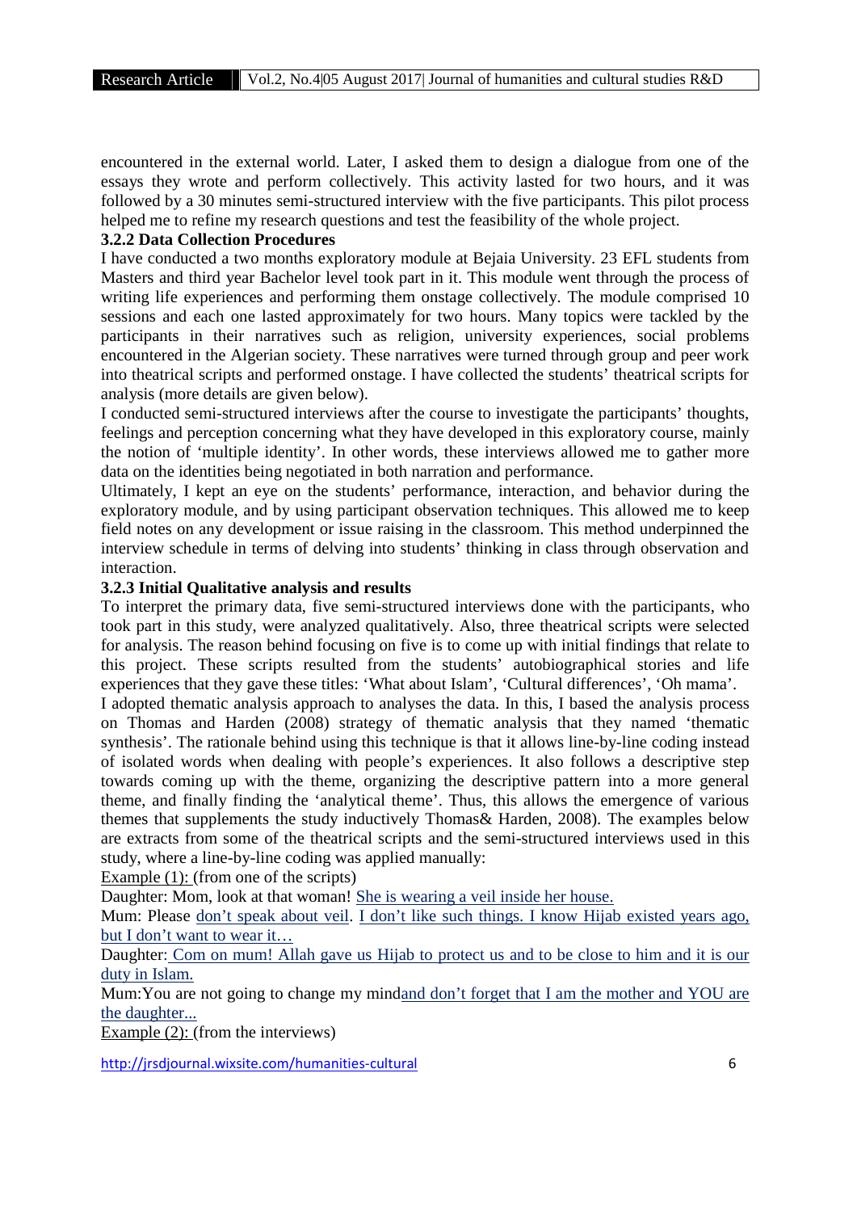encountered in the external world. Later, I asked them to design a dialogue from one of the essays they wrote and perform collectively. This activity lasted for two hours, and it was followed by a 30 minutes semi-structured interview with the five participants. This pilot process helped me to refine my research questions and test the feasibility of the whole project.

### 3.2.2 Data Collection Procedures

I have conducted a two months exploratory module at Bejaia University. 23 EFL students from Masters and third year Bachelor level took part in it. This module went through the process of writing life experiences and performing them onstage collectively. The module comprised 10 sessions and each one lasted approximately for two hours. Many topics were tackled by the participants in their narratives such as religion, university experiences, social problems encountered in the Algerian society. These narratives were turned through group and peer work into theatrical scripts and performed onstage. I have collected the students' theatrical scripts for analysis (more details are given below).

I conducted semi-structured interviews after the course to investigate the participants' thoughts, feelings and perception concerning what they have developed in this exploratory course, mainly the notion of 'multiple identity'. In other words, these interviews allowed me to gather more data on the identities being negotiated in both narration and performance.

Ultimately, I kept an eye on the students' performance, interaction, and behavior during the exploratory module, and by using participant observation techniques. This allowed me to keep field notes on any development or issue raising in the classroom. This method underpinned the interview schedule in terms of delving into students' thinking in class through observation and interaction.

### 3.2.3 Initial Qualitative analysis and results

To interpret the primary data, five semi-structured interviews done with the participants, who took part in this study, were analyzed qualitatively. Also, three theatrical scripts were selected for analysis. The reason behind focusing on five is to come up with initial findings that relate to this project. These scripts resulted from the students' autobiographical stories and life experiences that they gave these titles: 'What about Islam', 'Cultural differences', 'Oh mama'.

I adopted thematic analysis approach to analyses the data. In this, I based the analysis process on Thomas and Harden (2008) strategy of thematic analysis that they named 'thematic synthesis'. The rationale behind using this technique is that it allows line-by-line coding instead of isolated words when dealing with people's experiences. It also follows a descriptive step towards coming up with the theme, organizing the descriptive pattern into a more general theme, and finally finding the 'analytical theme'. Thus, this allows the emergence of various themes that supplements the study inductively Thomas& Harden, 2008). The examples below are extracts from some of the theatrical scripts and the semi-structured interviews used in this study, where a line-by-line coding was applied manually:

<u>Example (1):</u> (from one of the scripts)

Daughter: Mom, look at that woman! <u>She is wearing a veil inside her house.</u>

Mum: Please <u>don't speak about veil</u>. <u>I don't like such things. I know Hijab existed years ago, but I don't want to wear it…</u>

Daughter: <u>Com on mum! Allah gave us Hijab to protect us and to be close to him and it is our duty in Islam.</u>

Mum:You are not going to change my mind<u>and don't forget that I am the mother and YOU are the daughter...</u>

<u>Example (2):</u> (from the interviews)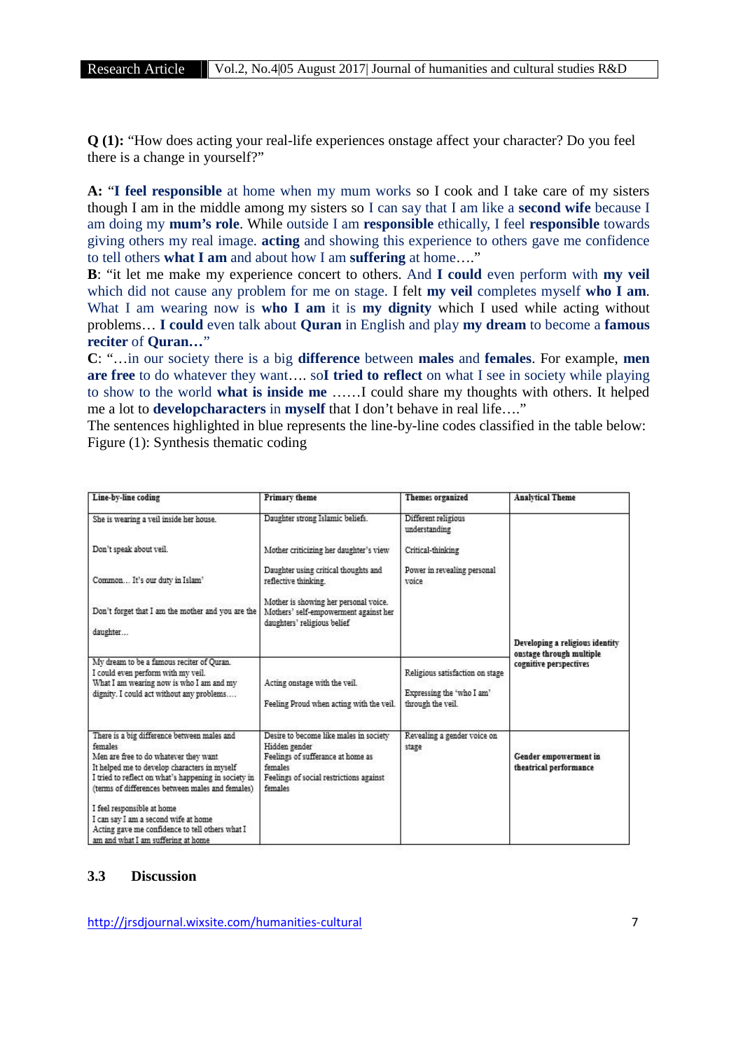**Q (1):** "How does acting your real-life experiences onstage affect your character? Do you feel there is a change in yourself?"

**A:** "**I feel responsible** at home when my mum works so I cook and I take care of my sisters though I am in the middle among my sisters so I can say that I am like a **second wife** because I am doing my **mum's role**. While outside I am **responsible** ethically, I feel **responsible** towards giving others my real image. **acting** and showing this experience to others gave me confidence to tell others **what I am** and about how I am **suffering** at home…."

**B**: "it let me make my experience concert to others. And **I could** even perform with **my veil** which did not cause any problem for me on stage. I felt **my veil** completes myself **who I am**. What I am wearing now is **who I am** it is **my dignity** which I used while acting without problems… **I could** even talk about **Quran** in English and play **my dream** to become a **famous reciter** of **Quran…**"

**C**: "…in our society there is a big **difference** between **males** and **females**. For example, **men are free** to do whatever they want…. so**I tried to reflect** on what I see in society while playing to show to the world **what is inside me** ……I could share my thoughts with others. It helped me a lot to **developcharacters** in **myself** that I don't behave in real life…."

The sentences highlighted in blue represents the line-by-line codes classified in the table below:

Figure (1): Synthesis thematic coding

| Line-by-line coding | Primary theme | Themes organized | Analytical Theme |
|---|---|---|---|
| She is wearing a veil inside her house.<br>Don't speak about veil.<br>Common… It's our duty in Islam'<br>Don't forget that I am the mother and you are the daughter… | Daughter strong Islamic beliefs.<br>Mother criticizing her daughter's view<br>Daughter using critical thoughts and reflective thinking.<br>Mother is showing her personal voice. Mothers' self-empowerment against her daughters' religious belief | Different religious understanding<br>Critical-thinking<br>Power in revealing personal voice | Developing a religious identity onstage through multiple cognitive perspectives |
| My dream to be a famous reciter of Quran.<br>I could even perform with my veil.<br>What I am wearing now is who I am and my dignity. I could act without any problems…. | Acting onstage with the veil.<br>Feeling Proud when acting with the veil. | Religious satisfaction on stage<br>Expressing the 'who I am' through the veil. | |
| There is a big difference between males and females<br>Men are free to do whatever they want<br>It helped me to develop characters in myself<br>I tried to reflect on what's happening in society in (terms of differences between males and females)<br>I feel responsible at home<br>I can say I am a second wife at home<br>Acting gave me confidence to tell others what I am and what I am suffering at home | Desire to become like males in society<br>Hidden gender<br>Feelings of sufferance at home as females<br>Feelings of social restrictions against females | Revealing a gender voice on stage | Gender empowerment in theatrical performance |

### 3.3 Discussion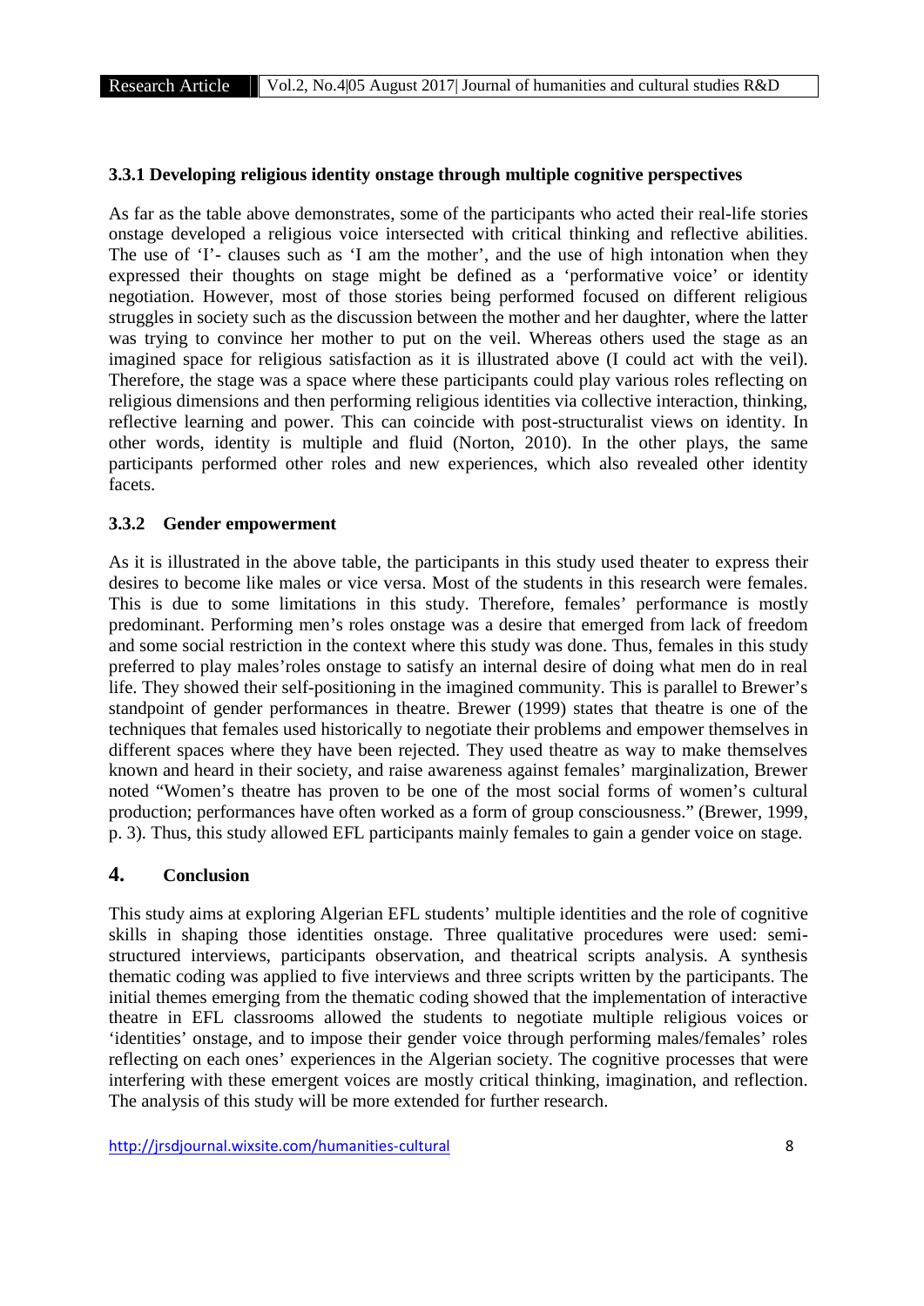### 3.3.1 Developing religious identity onstage through multiple cognitive perspectives

As far as the table above demonstrates, some of the participants who acted their real-life stories onstage developed a religious voice intersected with critical thinking and reflective abilities. The use of 'I'- clauses such as 'I am the mother', and the use of high intonation when they expressed their thoughts on stage might be defined as a 'performative voice' or identity negotiation. However, most of those stories being performed focused on different religious struggles in society such as the discussion between the mother and her daughter, where the latter was trying to convince her mother to put on the veil. Whereas others used the stage as an imagined space for religious satisfaction as it is illustrated above (I could act with the veil). Therefore, the stage was a space where these participants could play various roles reflecting on religious dimensions and then performing religious identities via collective interaction, thinking, reflective learning and power. This can coincide with post-structuralist views on identity. In other words, identity is multiple and fluid (Norton, 2010). In the other plays, the same participants performed other roles and new experiences, which also revealed other identity facets.

### 3.3.2 Gender empowerment

As it is illustrated in the above table, the participants in this study used theater to express their desires to become like males or vice versa. Most of the students in this research were females. This is due to some limitations in this study. Therefore, females' performance is mostly predominant. Performing men's roles onstage was a desire that emerged from lack of freedom and some social restriction in the context where this study was done. Thus, females in this study preferred to play males'roles onstage to satisfy an internal desire of doing what men do in real life. They showed their self-positioning in the imagined community. This is parallel to Brewer's standpoint of gender performances in theatre. Brewer (1999) states that theatre is one of the techniques that females used historically to negotiate their problems and empower themselves in different spaces where they have been rejected. They used theatre as way to make themselves known and heard in their society, and raise awareness against females' marginalization, Brewer noted "Women's theatre has proven to be one of the most social forms of women's cultural production; performances have often worked as a form of group consciousness." (Brewer, 1999, p. 3). Thus, this study allowed EFL participants mainly females to gain a gender voice on stage.

## 4. Conclusion

This study aims at exploring Algerian EFL students' multiple identities and the role of cognitive skills in shaping those identities onstage. Three qualitative procedures were used: semi-structured interviews, participants observation, and theatrical scripts analysis. A synthesis thematic coding was applied to five interviews and three scripts written by the participants. The initial themes emerging from the thematic coding showed that the implementation of interactive theatre in EFL classrooms allowed the students to negotiate multiple religious voices or 'identities' onstage, and to impose their gender voice through performing males/females' roles reflecting on each ones' experiences in the Algerian society. The cognitive processes that were interfering with these emergent voices are mostly critical thinking, imagination, and reflection. The analysis of this study will be more extended for further research.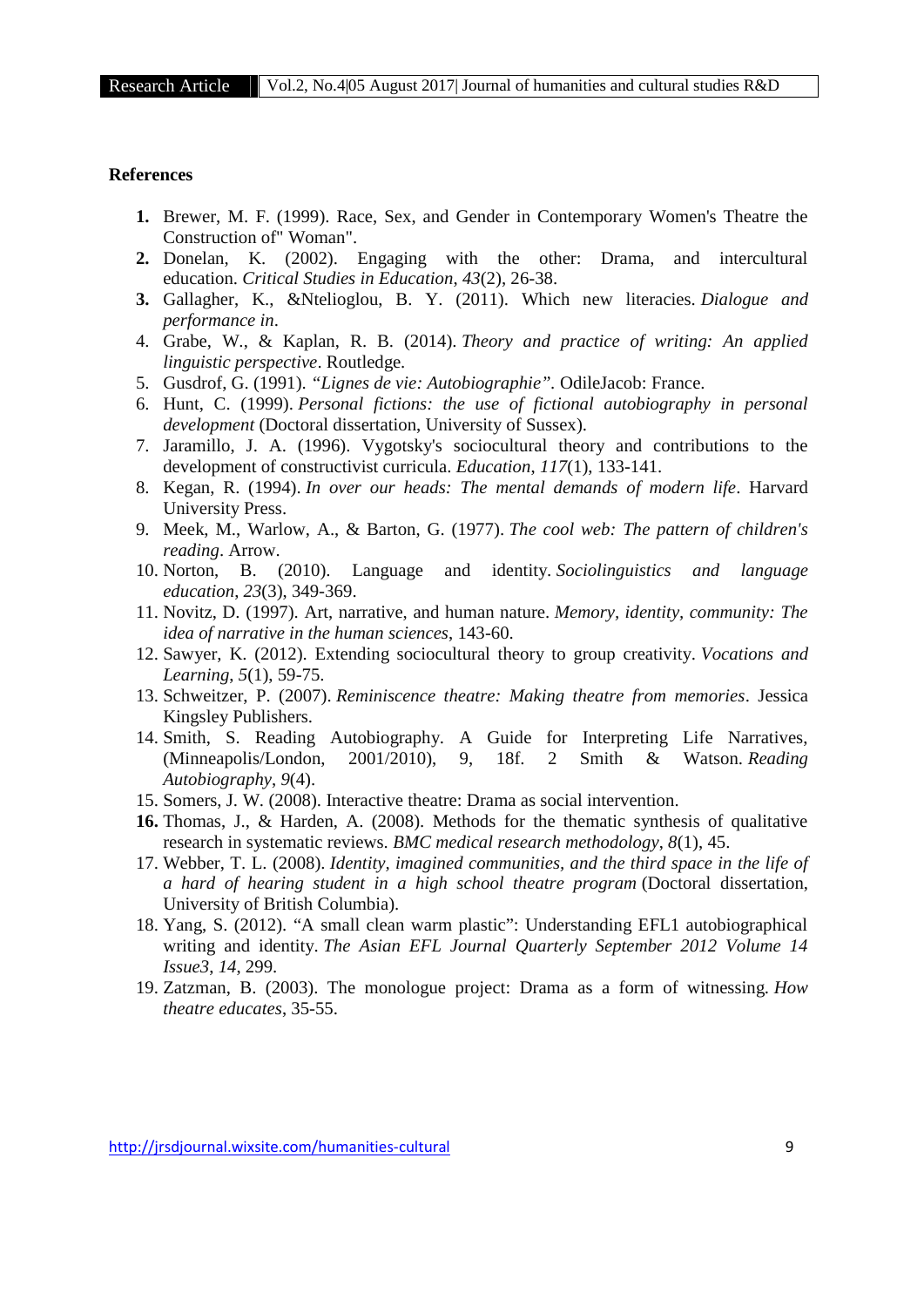**References**

1. Brewer, M. F. (1999). Race, Sex, and Gender in Contemporary Women's Theatre the Construction of" Woman".
2. Donelan, K. (2002). Engaging with the other: Drama, and intercultural education. *Critical Studies in Education*, *43*(2), 26-38.
3. Gallagher, K., &Ntelioglou, B. Y. (2011). Which new literacies. *Dialogue and performance in*.
4. Grabe, W., & Kaplan, R. B. (2014). *Theory and practice of writing: An applied linguistic perspective*. Routledge.
5. Gusdrof, G. (1991). *"Lignes de vie: Autobiographie"*. OdileJacob: France.
6. Hunt, C. (1999). *Personal fictions: the use of fictional autobiography in personal development* (Doctoral dissertation, University of Sussex).
7. Jaramillo, J. A. (1996). Vygotsky's sociocultural theory and contributions to the development of constructivist curricula. *Education*, *117*(1), 133-141.
8. Kegan, R. (1994). *In over our heads: The mental demands of modern life*. Harvard University Press.
9. Meek, M., Warlow, A., & Barton, G. (1977). *The cool web: The pattern of children's reading*. Arrow.
10. Norton, B. (2010). Language and identity. *Sociolinguistics and language education*, *23*(3), 349-369.
11. Novitz, D. (1997). Art, narrative, and human nature. *Memory, identity, community: The idea of narrative in the human sciences*, 143-60.
12. Sawyer, K. (2012). Extending sociocultural theory to group creativity. *Vocations and Learning*, *5*(1), 59-75.
13. Schweitzer, P. (2007). *Reminiscence theatre: Making theatre from memories*. Jessica Kingsley Publishers.
14. Smith, S. Reading Autobiography. A Guide for Interpreting Life Narratives, (Minneapolis/London, 2001/2010), 9, 18f. 2 Smith & Watson. *Reading Autobiography*, *9*(4).
15. Somers, J. W. (2008). Interactive theatre: Drama as social intervention.
16. Thomas, J., & Harden, A. (2008). Methods for the thematic synthesis of qualitative research in systematic reviews. *BMC medical research methodology*, *8*(1), 45.
17. Webber, T. L. (2008). *Identity, imagined communities, and the third space in the life of a hard of hearing student in a high school theatre program* (Doctoral dissertation, University of British Columbia).
18. Yang, S. (2012). "A small clean warm plastic": Understanding EFL1 autobiographical writing and identity. *The Asian EFL Journal Quarterly September 2012 Volume 14 Issue3*, *14*, 299.
19. Zatzman, B. (2003). The monologue project: Drama as a form of witnessing. *How theatre educates*, 35-55.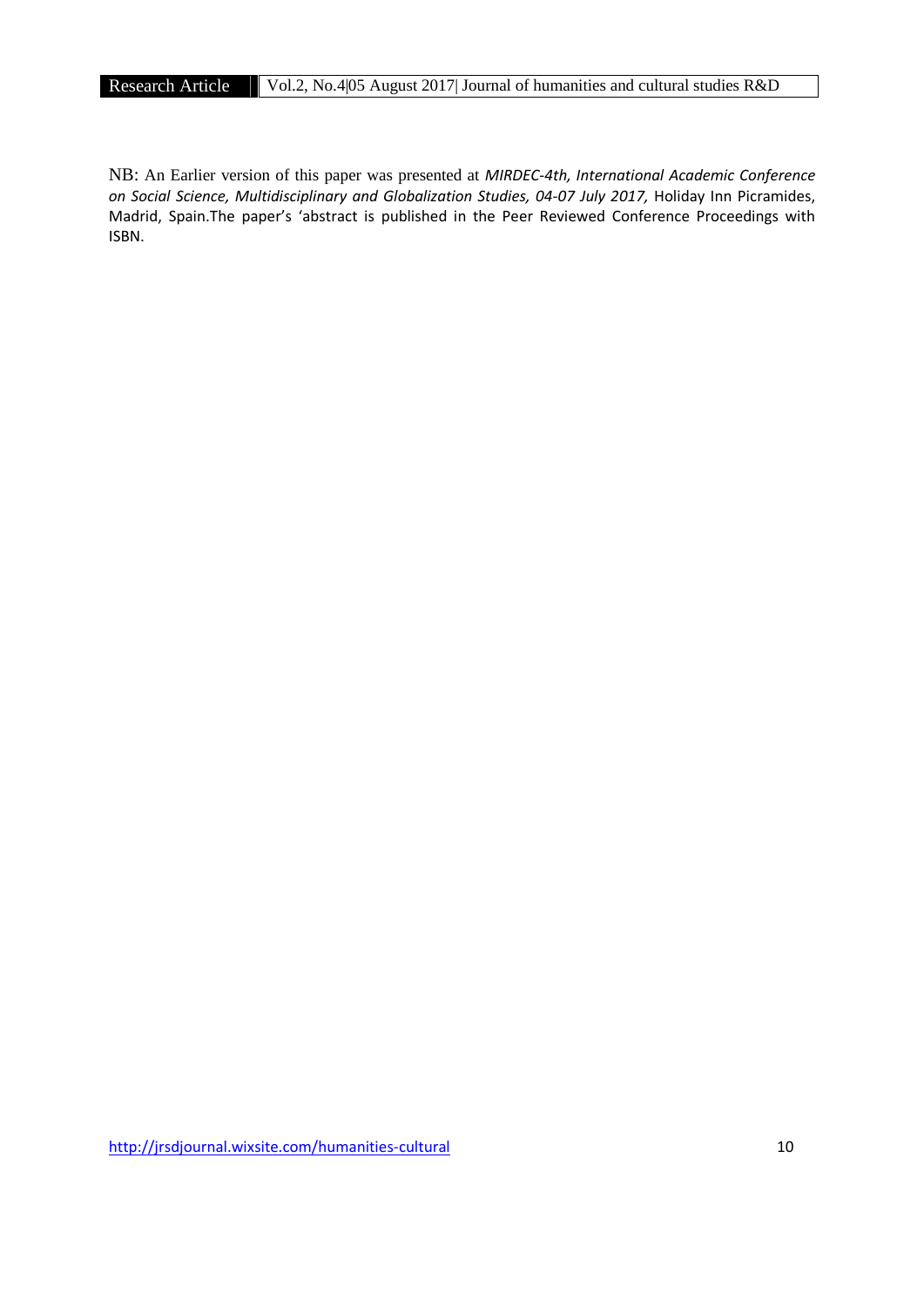NB: An Earlier version of this paper was presented at *MIRDEC-4th, International Academic Conference on Social Science, Multidisciplinary and Globalization Studies, 04-07 July 2017,* Holiday Inn Picramides, Madrid, Spain.The paper's 'abstract is published in the Peer Reviewed Conference Proceedings with ISBN.